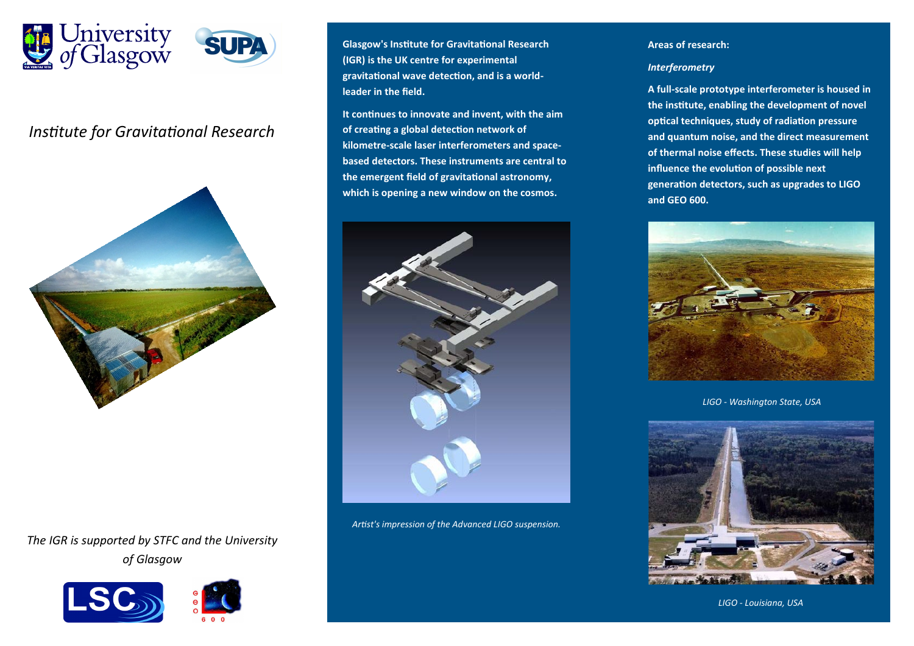# *Institute for Gravitational Research*

*The IGR is supported by STFC and the University of Glasgow*

**Glasgow's Institute for Gravitational Research (IGR) is the UK centre for experimental gravitational wave detection, and is a world-leader in the field.**

**It continues to innovate and invent, with the aim of creating a global detection network of kilometre-scale laser interferometers and space-based detectors. These instruments are central to the emergent field of gravitational astronomy, which is opening a new window on the cosmos.**

*Artist's impression of the Advanced LIGO suspension.*

**Areas of research:**

***Interferometry***

**A full-scale prototype interferometer is housed in the institute, enabling the development of novel optical techniques, study of radiation pressure and quantum noise, and the direct measurement of thermal noise effects. These studies will help influence the evolution of possible next generation detectors, such as upgrades to LIGO and GEO 600.**

*LIGO - Washington State, USA*

*LIGO - Louisiana, USA*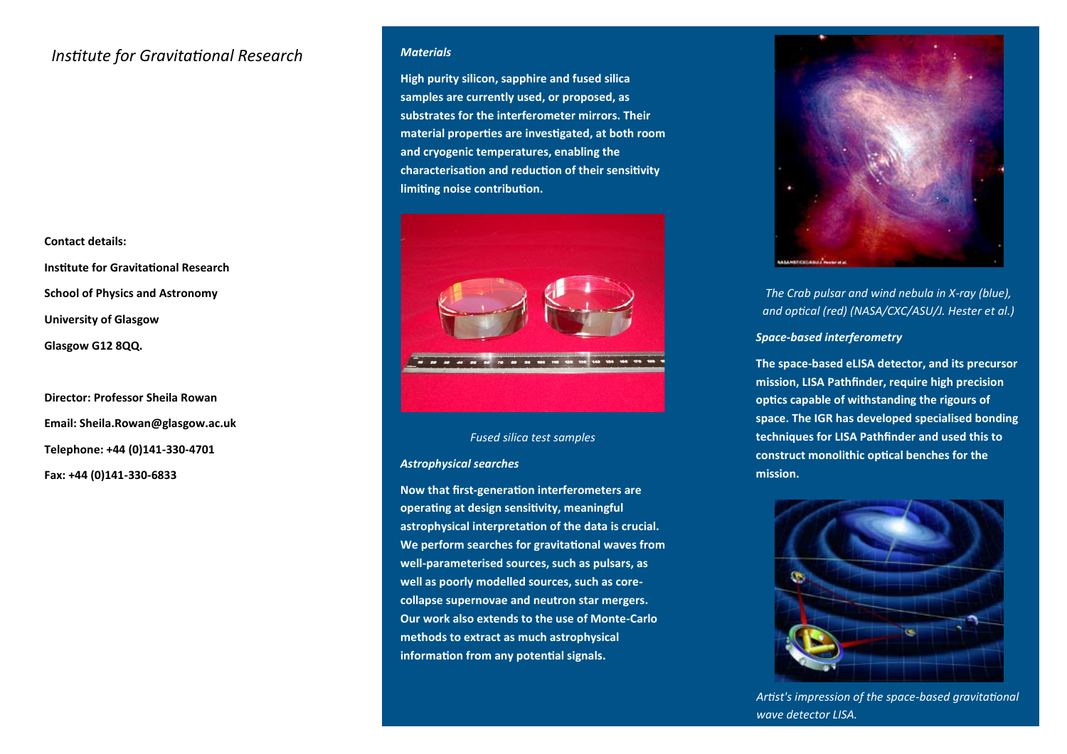# *Institute for Gravitational Research*

**Contact details:**

**Institute for Gravitational Research**

**School of Physics and Astronomy**

**University of Glasgow**

**Glasgow G12 8QQ.**

**Director: Professor Sheila Rowan**

**Email: Sheila.Rowan@glasgow.ac.uk**

**Telephone: +44 (0)141-330-4701**

**Fax: +44 (0)141-330-6833**

### *Materials*

**High purity silicon, sapphire and fused silica samples are currently used, or proposed, as substrates for the interferometer mirrors. Their material properties are investigated, at both room and cryogenic temperatures, enabling the characterisation and reduction of their sensitivity limiting noise contribution.**

*Fused silica test samples*

### *Astrophysical searches*

**Now that first-generation interferometers are operating at design sensitivity, meaningful astrophysical interpretation of the data is crucial. We perform searches for gravitational waves from well-parameterised sources, such as pulsars, as well as poorly modelled sources, such as core-collapse supernovae and neutron star mergers. Our work also extends to the use of Monte-Carlo methods to extract as much astrophysical information from any potential signals.**

*The Crab pulsar and wind nebula in X-ray (blue), and optical (red) (NASA/CXC/ASU/J. Hester et al.)*

### *Space-based interferometry*

**The space-based eLISA detector, and its precursor mission, LISA Pathfinder, require high precision optics capable of withstanding the rigours of space. The IGR has developed specialised bonding techniques for LISA Pathfinder and used this to construct monolithic optical benches for the mission.**

*Artist's impression of the space-based gravitational wave detector LISA.*